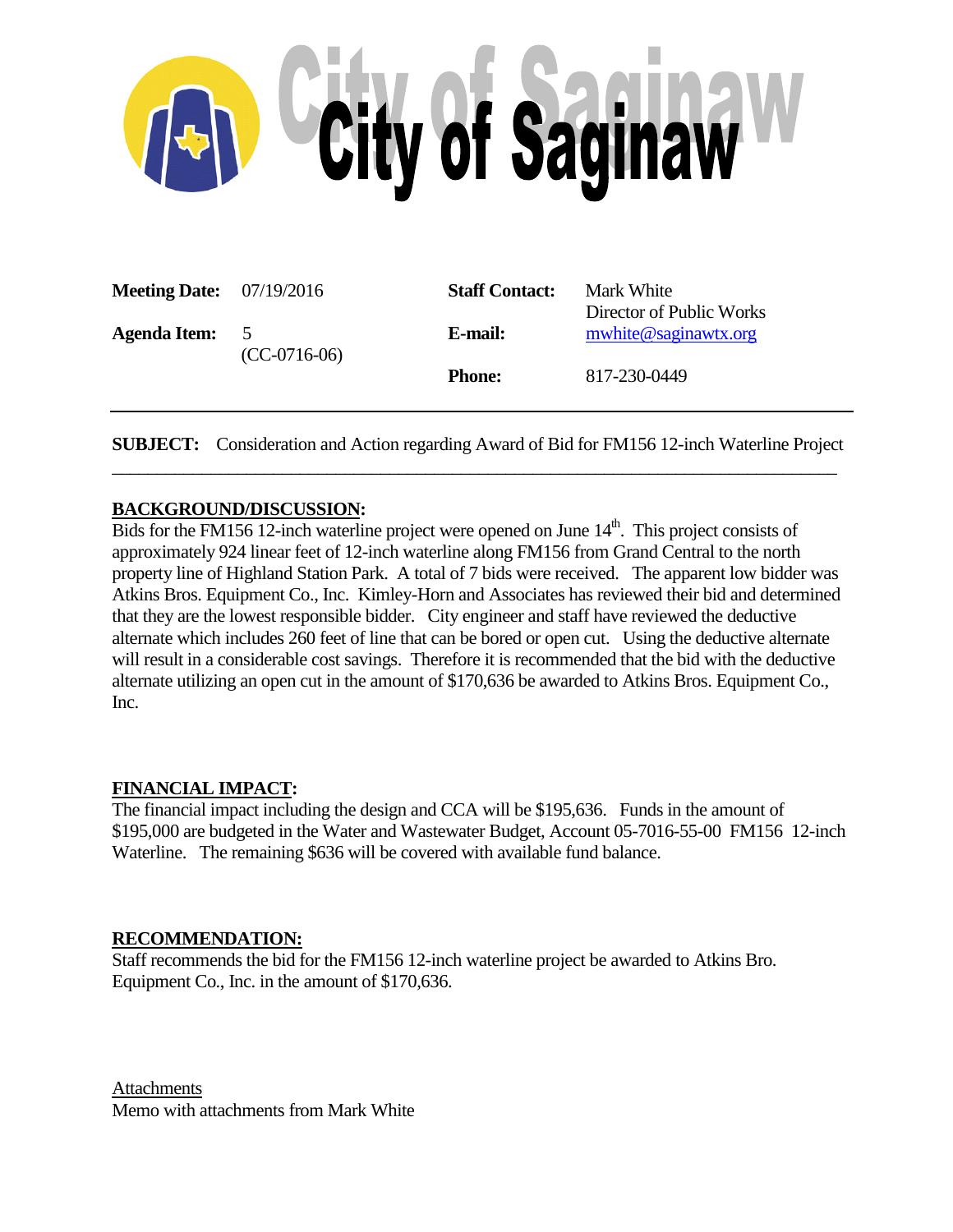# City of Saginaw

| | | | |
|---|---|---|---|
| **Meeting Date:** | 07/19/2016 | **Staff Contact:** | Mark White<br>Director of Public Works |
| **Agenda Item:** | 5<br>(CC-0716-06) | **E-mail:** | mwhite@saginawtx.org |
| | | **Phone:** | 817-230-0449 |

**SUBJECT:** Consideration and Action regarding Award of Bid for FM156 12-inch Waterline Project

---

## BACKGROUND/DISCUSSION:

Bids for the FM156 12-inch waterline project were opened on June 14th. This project consists of approximately 924 linear feet of 12-inch waterline along FM156 from Grand Central to the north property line of Highland Station Park. A total of 7 bids were received. The apparent low bidder was Atkins Bros. Equipment Co., Inc. Kimley-Horn and Associates has reviewed their bid and determined that they are the lowest responsible bidder. City engineer and staff have reviewed the deductive alternate which includes 260 feet of line that can be bored or open cut. Using the deductive alternate will result in a considerable cost savings. Therefore it is recommended that the bid with the deductive alternate utilizing an open cut in the amount of $170,636 be awarded to Atkins Bros. Equipment Co., Inc.

## FINANCIAL IMPACT:

The financial impact including the design and CCA will be $195,636. Funds in the amount of $195,000 are budgeted in the Water and Wastewater Budget, Account 05-7016-55-00 FM156 12-inch Waterline. The remaining $636 will be covered with available fund balance.

## RECOMMENDATION:

Staff recommends the bid for the FM156 12-inch waterline project be awarded to Atkins Bro. Equipment Co., Inc. in the amount of $170,636.

Attachments

Memo with attachments from Mark White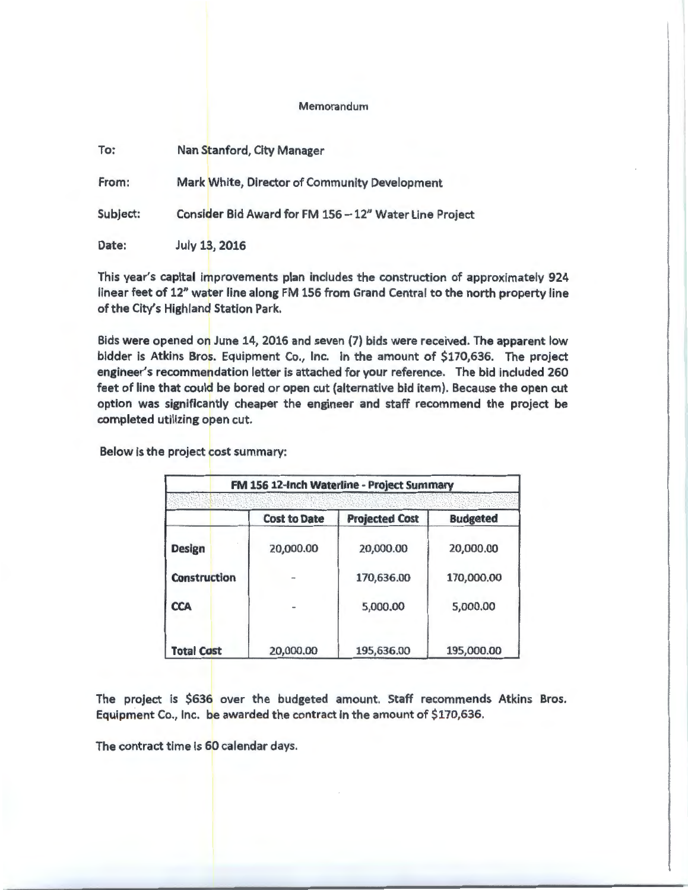Memorandum

To: Nan Stanford, City Manager

From: Mark White, Director of Community Development

Subject: Consider Bid Award for FM 156 – 12" Water Line Project

Date: July 13, 2016

This year's capital improvements plan includes the construction of approximately 924 linear feet of 12" water line along FM 156 from Grand Central to the north property line of the City's Highland Station Park.

Bids were opened on June 14, 2016 and seven (7) bids were received. The apparent low bidder is Atkins Bros. Equipment Co., Inc. in the amount of $170,636. The project engineer's recommendation letter is attached for your reference. The bid included 260 feet of line that could be bored or open cut (alternative bid item). Because the open cut option was significantly cheaper the engineer and staff recommend the project be completed utilizing open cut.

Below is the project cost summary:

| FM 156 12-Inch Waterline - Project Summary | | | |
|---|---|---|---|
| | **Cost to Date** | **Projected Cost** | **Budgeted** |
| **Design** | 20,000.00 | 20,000.00 | 20,000.00 |
| **Construction** | - | 170,636.00 | 170,000.00 |
| **CCA** | - | 5,000.00 | 5,000.00 |
| **Total Cost** | 20,000.00 | 195,636.00 | 195,000.00 |

The project is $636 over the budgeted amount. Staff recommends Atkins Bros. Equipment Co., Inc. be awarded the contract in the amount of $170,636.

The contract time is 60 calendar days.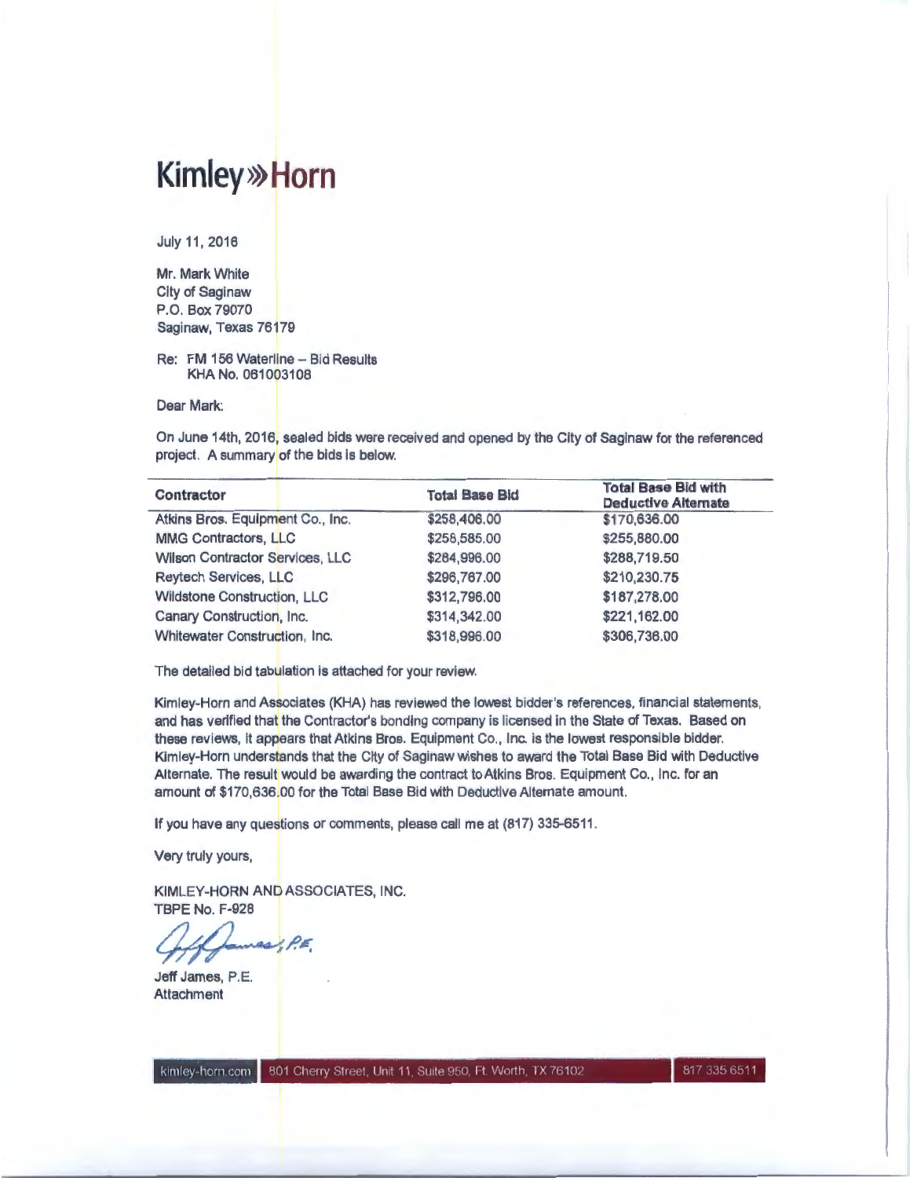# Kimley»Horn

July 11, 2016

Mr. Mark White
City of Saginaw
P.O. Box 79070
Saginaw, Texas 76179

Re: FM 156 Waterline – Bid Results
KHA No. 061003108

Dear Mark:

On June 14th, 2016, sealed bids were received and opened by the City of Saginaw for the referenced project. A summary of the bids is below.

| Contractor | Total Base Bid | Total Base Bid with Deductive Alternate |
|---|---|---|
| Atkins Bros. Equipment Co., Inc. | $258,406.00 | $170,636.00 |
| MMG Contractors, LLC | $256,585.00 | $255,880.00 |
| Wilson Contractor Services, LLC | $284,996.00 | $288,719.50 |
| Reytech Services, LLC | $296,767.00 | $210,230.75 |
| Wildstone Construction, LLC | $312,796.00 | $187,278.00 |
| Canary Construction, Inc. | $314,342.00 | $221,162.00 |
| Whitewater Construction, Inc. | $318,996.00 | $306,736.00 |

The detailed bid tabulation is attached for your review.

Kimley-Horn and Associates (KHA) has reviewed the lowest bidder's references, financial statements, and has verified that the Contractor's bonding company is licensed in the State of Texas. Based on these reviews, it appears that Atkins Bros. Equipment Co., Inc. is the lowest responsible bidder. Kimley-Horn understands that the City of Saginaw wishes to award the Total Base Bid with Deductive Alternate. The result would be awarding the contract to Atkins Bros. Equipment Co., Inc. for an amount of $170,636.00 for the Total Base Bid with Deductive Alternate amount.

If you have any questions or comments, please call me at (817) 335-6511.

Very truly yours,

KIMLEY-HORN AND ASSOCIATES, INC.
TBPE No. F-928

Jeff James, P.E.

Jeff James, P.E.
Attachment

kimley-horn.com | 801 Cherry Street, Unit 11, Suite 950, Ft. Worth, TX 76102 | 817 335 6511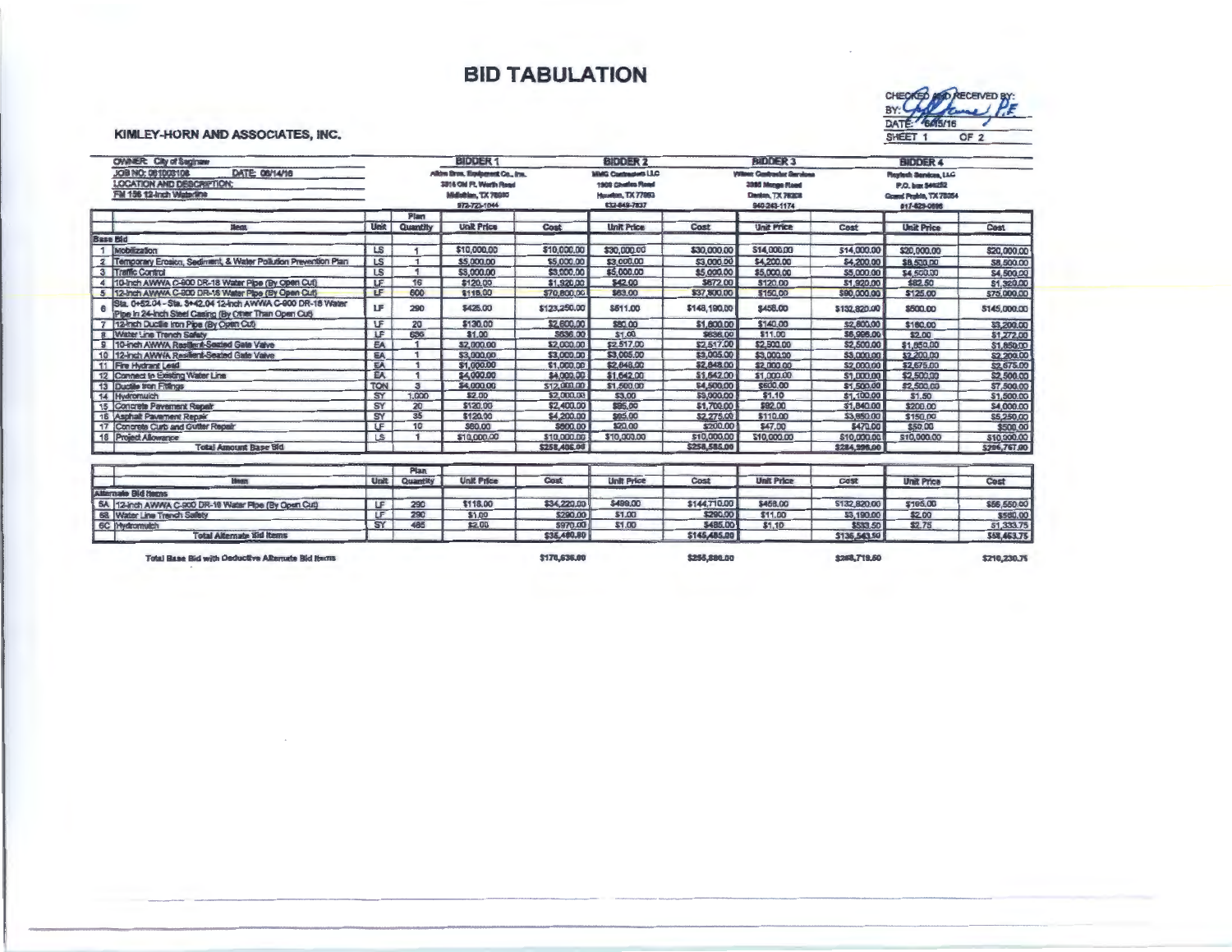# BID TABULATION

**KIMLEY-HORN AND ASSOCIATES, INC.**

CHECKED AND RECEIVED BY: [signature] P.E.
DATE: 6/15/16
SHEET 1 OF 2

OWNER: City of Saginaw
JOB NO: 061003108 DATE: 06/14/16
LOCATION AND DESCRIPTION:
FM 156 12-Inch Waterline

| BIDDER 1 | BIDDER 2 | BIDDER 3 | BIDDER 4 |
|---|---|---|---|
| Atkins Bros. Equipment Co., Inc. | MMG Contractors LLC | Wilson Contractor Services | Reytech Services, LLC |
| 3816 Old Ft. Worth Road | 1909 Chollie Road | 3985 Mingo Road | P.O. box 544252 |
| Midlothian, TX 76065 | Houston, TX 77093 | Denton, TX 76208 | Grand Prairie, TX 75054 |
| 972-723-1044 | 832-649-7837 | 940-243-1174 | 817-929-0696 |

| | Item | Unit | Plan Quantity | Bidder 1 Unit Price | Bidder 1 Cost | Bidder 2 Unit Price | Bidder 2 Cost | Bidder 3 Unit Price | Bidder 3 Cost | Bidder 4 Unit Price | Bidder 4 Cost |
|---|---|---|---|---|---|---|---|---|---|---|---|
| **Base Bid** | | | | | | | | | | | |
| 1 | Mobilization | LS | 1 | $10,000.00 | $10,000.00 | $30,000.00 | $30,000.00 | $14,000.00 | $14,000.00 | $20,000.00 | $20,000.00 |
| 2 | Temporary Erosion, Sediment, & Water Pollution Prevention Plan | LS | 1 | $5,000.00 | $5,000.00 | $3,000.00 | $3,000.00 | $4,200.00 | $4,200.00 | $8,500.00 | $8,500.00 |
| 3 | Traffic Control | LS | 1 | $3,000.00 | $3,000.00 | $5,000.00 | $5,000.00 | $5,000.00 | $5,000.00 | $4,500.00 | $4,500.00 |
| 4 | 10-Inch AWWA C-900 DR-18 Water Pipe (By Open Cut) | LF | 16 | $120.00 | $1,920.00 | $42.00 | $672.00 | $120.00 | $1,920.00 | $82.50 | $1,320.00 |
| 5 | 12-Inch AWWA C-900 DR-18 Water Pipe (By Open Cut) | LF | 600 | $118.00 | $70,800.00 | $63.00 | $37,800.00 | $150.00 | $90,000.00 | $125.00 | $75,000.00 |
| 6 | Sta. 0+52.04 - Sta. 3+42.04 12-Inch AWWA C-900 DR-18 Water Pipe in 24-Inch Steel Casing (By Other Than Open Cut) | LF | 290 | $425.00 | $123,250.00 | $511.00 | $148,190.00 | $458.00 | $132,820.00 | $500.00 | $145,000.00 |
| 7 | 12-Inch Ductile Iron Pipe (By Open Cut) | LF | 20 | $130.00 | $2,600.00 | $80.00 | $1,600.00 | $140.00 | $2,800.00 | $160.00 | $3,200.00 |
| 8 | Water Line Trench Safety | LF | 636 | $1.00 | $636.00 | $1.00 | $636.00 | $11.00 | $6,996.00 | $2.00 | $1,272.00 |
| 9 | 10-Inch AWWA Resilient-Seated Gate Valve | EA | 1 | $2,000.00 | $2,000.00 | $2,517.00 | $2,517.00 | $2,500.00 | $2,500.00 | $1,650.00 | $1,650.00 |
| 10 | 12-Inch AWWA Resilient-Seated Gate Valve | EA | 1 | $3,000.00 | $3,000.00 | $3,005.00 | $3,005.00 | $3,000.00 | $3,000.00 | $2,200.00 | $2,200.00 |
| 11 | Fire Hydrant Lead | EA | 1 | $1,000.00 | $1,000.00 | $2,848.00 | $2,848.00 | $2,000.00 | $2,000.00 | $2,675.00 | $2,675.00 |
| 12 | Connect to Existing Water Line | EA | 1 | $4,000.00 | $4,000.00 | $1,642.00 | $1,642.00 | $1,000.00 | $1,000.00 | $2,500.00 | $2,500.00 |
| 13 | Ductile Iron Fittings | TON | 3 | $4,000.00 | $12,000.00 | $1,500.00 | $4,500.00 | $500.00 | $1,500.00 | $2,500.00 | $7,500.00 |
| 14 | Hydromulch | SY | 1,000 | $2.00 | $2,000.00 | $3.00 | $3,000.00 | $1.10 | $1,100.00 | $1.50 | $1,500.00 |
| 15 | Concrete Pavement Repair | SY | 20 | $120.00 | $2,400.00 | $85.00 | $1,700.00 | $92.00 | $1,840.00 | $200.00 | $4,000.00 |
| 16 | Asphalt Pavement Repair | SY | 35 | $120.00 | $4,200.00 | $65.00 | $2,275.00 | $110.00 | $3,850.00 | $150.00 | $5,250.00 |
| 17 | Concrete Curb and Gutter Repair | LF | 10 | $60.00 | $600.00 | $20.00 | $200.00 | $47.00 | $470.00 | $50.00 | $500.00 |
| 18 | Project Allowance | LS | 1 | $10,000.00 | $10,000.00 | $10,000.00 | $10,000.00 | $10,000.00 | $10,000.00 | $10,000.00 | $10,000.00 |
| | **Total Amount Base Bid** | | | | $258,406.00 | | $258,585.00 | | $284,996.00 | | $296,767.00 |

| | Item | Unit | Plan Quantity | Bidder 1 Unit Price | Bidder 1 Cost | Bidder 2 Unit Price | Bidder 2 Cost | Bidder 3 Unit Price | Bidder 3 Cost | Bidder 4 Unit Price | Bidder 4 Cost |
|---|---|---|---|---|---|---|---|---|---|---|---|
| **Alternate Bid Items** | | | | | | | | | | | |
| 6A | 12-Inch AWWA C-900 DR-18 Water Pipe (By Open Cut) | LF | 290 | $118.00 | $34,220.00 | $499.00 | $144,710.00 | $458.00 | $132,820.00 | $195.00 | $56,550.00 |
| 6B | Water Line Trench Safety | LF | 290 | $1.00 | $290.00 | $1.00 | $290.00 | $11.00 | $3,190.00 | $2.00 | $580.00 |
| 6C | Hydromulch | SY | 485 | $2.00 | $970.00 | $1.00 | $485.00 | $1.10 | $533.50 | $2.75 | $1,333.75 |
| | **Total Alternate Bid Items** | | | | $35,480.00 | | $145,485.00 | | $136,543.50 | | $58,463.75 |

| Total Base Bid with Deductive Alternate Bid Items | $170,636.00 | $255,880.00 | $288,719.50 | $210,230.75 |
|---|---|---|---|---|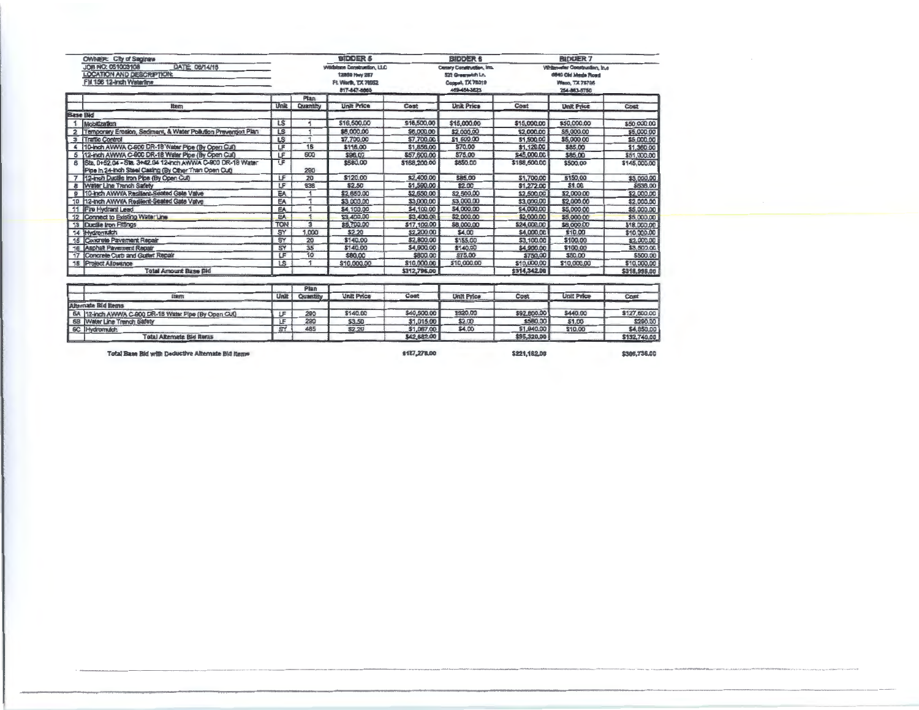| OWNER: City of Saginaw | | | | BIDDER 5 | | BIDDER 6 | | BIDDER 7 | |
|---|---|---|---|---|---|---|---|---|---|
| JOB NO: 051003108 DATE: 06/14/16 | | | | Wildstone Construction, LLC | | Canary Construction, Inc. | | Whitewater Construction, Inc. | |
| LOCATION AND DESCRIPTION: | | | | 12850 Hwy 287 | | 531 Greenwich Ln. | | 6840 Old Mexia Road | |
| FM 156 12-inch Waterline | | | | Ft. Worth, TX 76052 | | Coppell, TX 75019 | | Waco, TX 76705 | |
| | | | | 817-447-8860 | | 469-454-3623 | | 254-863-5750 | |

| | Item | Unit | Plan Quantity | Unit Price | Cost | Unit Price | Cost | Unit Price | Cost |
|---|---|---|---|---|---|---|---|---|---|
| **Base Bid** | | | | | | | | | |
| 1 | Mobilization | LS | 1 | $16,500.00 | $16,500.00 | $15,000.00 | $15,000.00 | $50,000.00 | $50,000.00 |
| 2 | Temporary Erosion, Sediment, & Water Pollution Prevention Plan | LS | 1 | $6,000.00 | $6,000.00 | $2,000.00 | $2,000.00 | $5,000.00 | $5,000.00 |
| 3 | Traffic Control | LS | 1 | $7,700.00 | $7,700.00 | $1,500.00 | $1,500.00 | $5,000.00 | $5,000.00 |
| 4 | 10-inch AWWA C-900 DR-18 Water Pipe (By Open Cut) | LF | 16 | $116.00 | $1,856.00 | $70.00 | $1,120.00 | $85.00 | $1,360.00 |
| 5 | 12-inch AWWA C-900 DR-18 Water Pipe (By Open Cut) | LF | 600 | $96.00 | $57,600.00 | $75.00 | $45,000.00 | $85.00 | $51,000.00 |
| 6 | Sta. 0+52.04 - Sta. 3+42.04 12-inch AWWA C-900 DR-18 Water Pipe in 24-inch Steel Casing (By Other Than Open Cut) | LF | 290 | $580.00 | $168,200.00 | $650.00 | $188,500.00 | $500.00 | $145,000.00 |
| 7 | 12-inch Ductile Iron Pipe (By Open Cut) | LF | 20 | $120.00 | $2,400.00 | $85.00 | $1,700.00 | $150.00 | $3,000.00 |
| 8 | Water Line Trench Safety | LF | 636 | $2.50 | $1,590.00 | $2.00 | $1,272.00 | $1.00 | $636.00 |
| 9 | 10-inch AWWA Resilient-Seated Gate Valve | EA | 1 | $2,650.00 | $2,650.00 | $2,500.00 | $2,500.00 | $2,000.00 | $2,000.00 |
| 10 | 12-inch AWWA Resilient-Seated Gate Valve | EA | 1 | $3,000.00 | $3,000.00 | $3,000.00 | $3,000.00 | $2,000.00 | $2,000.00 |
| 11 | Fire Hydrant Lead | EA | 1 | $4,100.00 | $4,100.00 | $4,000.00 | $4,000.00 | $5,000.00 | $5,000.00 |
| 12 | Connect to Existing Water Line | EA | 1 | $3,400.00 | $3,400.00 | $2,000.00 | $2,000.00 | $5,000.00 | $5,000.00 |
| 13 | Ductile Iron Fittings | TON | 3 | $5,700.00 | $17,100.00 | $8,000.00 | $24,000.00 | $6,000.00 | $18,000.00 |
| 14 | Hydromulch | SY | 1,000 | $2.20 | $2,200.00 | $4.00 | $4,000.00 | $10.00 | $10,000.00 |
| 15 | Concrete Pavement Repair | SY | 20 | $140.00 | $2,800.00 | $155.00 | $3,100.00 | $100.00 | $2,000.00 |
| 16 | Asphalt Pavement Repair | SY | 35 | $140.00 | $4,900.00 | $140.00 | $4,900.00 | $100.00 | $3,500.00 |
| 17 | Concrete Curb and Gutter Repair | LF | 10 | $80.00 | $800.00 | $75.00 | $750.00 | $50.00 | $500.00 |
| 18 | Project Allowance | LS | 1 | $10,000.00 | $10,000.00 | $10,000.00 | $10,000.00 | $10,000.00 | $10,000.00 |
| | **Total Amount Base Bid** | | | | $312,796.00 | | $314,342.00 | | $318,996.00 |

| | Item | Unit | Plan Quantity | Unit Price | Cost | Unit Price | Cost | Unit Price | Cost |
|---|---|---|---|---|---|---|---|---|---|
| **Alternate Bid Items** | | | | | | | | | |
| 6A | 12-inch AWWA C-900 DR-18 Water Pipe (By Open Cut) | LF | 290 | $140.00 | $40,600.00 | $320.00 | $92,800.00 | $440.00 | $127,600.00 |
| 6B | Water Line Trench Safety | LF | 290 | $3.50 | $1,015.00 | $2.00 | $580.00 | $1.00 | $290.00 |
| 6C | Hydromulch | SY | 485 | $2.20 | $1,067.00 | $4.00 | $1,940.00 | $10.00 | $4,850.00 |
| | **Total Alternate Bid Items** | | | | $42,682.00 | | $95,320.00 | | $132,740.00 |

**Total Base Bid with Deductive Alternate Bid Items** — Bidder 5: $187,278.00 — Bidder 6: $221,162.00 — Bidder 7: $306,736.00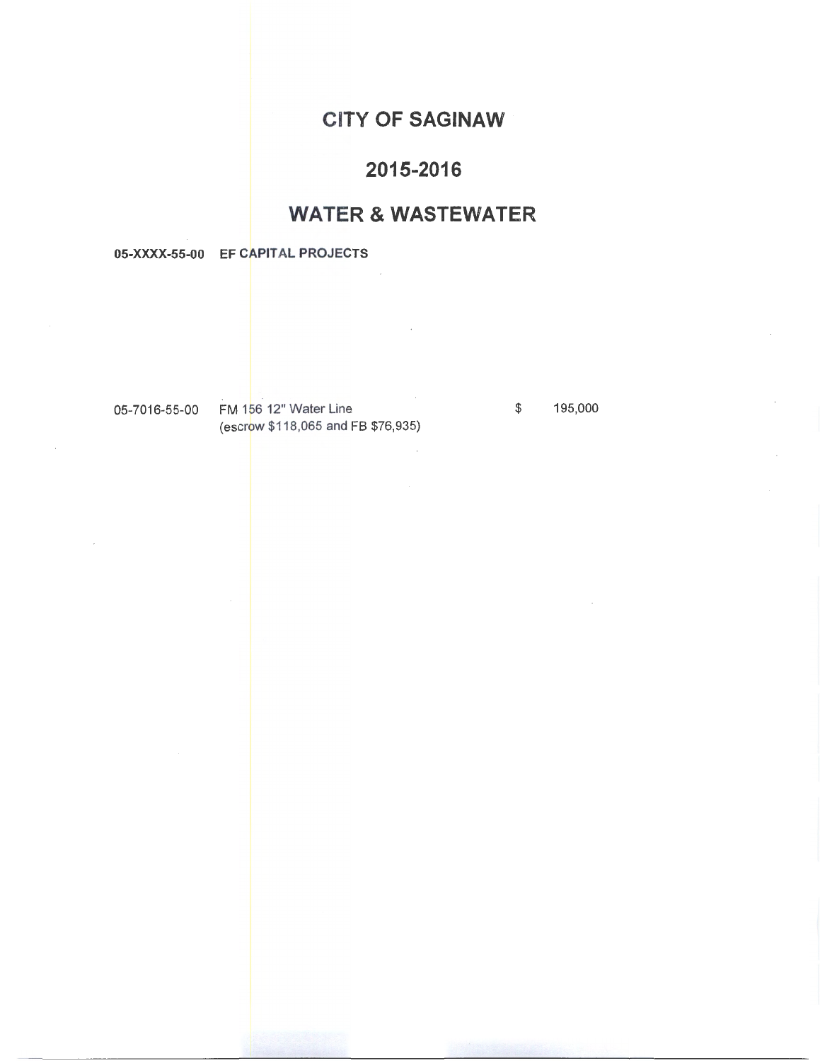# CITY OF SAGINAW

## 2015-2016

## WATER & WASTEWATER

**05-XXXX-55-00 EF CAPITAL PROJECTS**

| | | | |
|---|---|---|---|
| 05-7016-55-00 | FM 156 12" Water Line (escrow $118,065 and FB $76,935) | $ | 195,000 |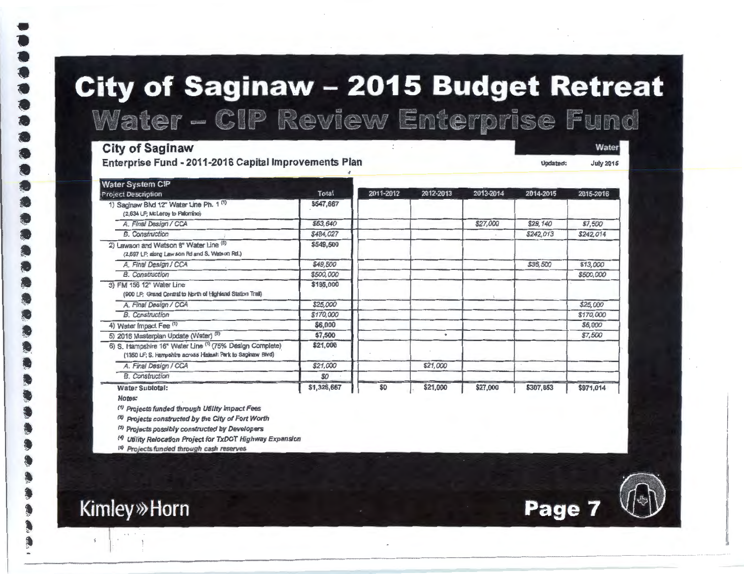# City of Saginaw – 2015 Budget Retreat

## Water – CIP Review Enterprise Fund

**City of Saginaw** — Water

**Enterprise Fund - 2011-2016 Capital Improvements Plan** — Updated: July 2015

| Water System CIP Project Description | Total | 2011-2012 | 2012-2013 | 2013-2014 | 2014-2015 | 2015-2016 |
|---|---|---|---|---|---|---|
| 1) Saginaw Blvd 12" Water Line Ph. 1 [1] (2,634 LF; McLeroy to Palomino) | $547,667 | | | | | |
| *A. Final Design / CCA* | *$63,640* | | | *$27,000* | *$29,140* | *$7,500* |
| *B. Construction* | *$484,027* | | | | *$242,013* | *$242,014* |
| 2) Lawson and Watson 8" Water Line [5] (2,697 LF; along Lawson Rd and S. Watson Rd.) | $549,500 | | | | | |
| *A. Final Design / CCA* | *$49,500* | | | | *$36,500* | *$13,000* |
| *B. Construction* | *$500,000* | | | | | *$500,000* |
| 3) FM 156 12" Water Line (900 LF; Grand Central to North of Highland Station Trail) | $195,000 | | | | | |
| *A. Final Design / CCA* | *$25,000* | | | | | *$25,000* |
| *B. Construction* | *$170,000* | | | | | *$170,000* |
| 4) Water Impact Fee [1] | $6,000 | | | | | *$6,000* |
| 5) 2016 Masterplan Update (Water) [5] | $7,500 | | | | | *$7,500* |
| 6) S. Hampshire 16" Water Line [1] (75% Design Complete) (1350 LF; S. Hampshire across Hialeah Park to Saginaw Blvd) | $21,000 | | | | | |
| *A. Final Design / CCA* | *$21,000* | | *$21,000* | | | |
| *B. Construction* | *$0* | | | | | |
| **Water Subtotal:** | $1,326,667 | $0 | $21,000 | $27,000 | $307,653 | $971,014 |

*Notes:*

*[1] Projects funded through Utility Impact Fees*

*[2] Projects constructed by the City of Fort Worth*

*[3] Projects possibly constructed by Developers*

*[4] Utility Relocation Project for TxDOT Highway Expansion*

*[5] Projects funded through cash reserves*

Kimley»Horn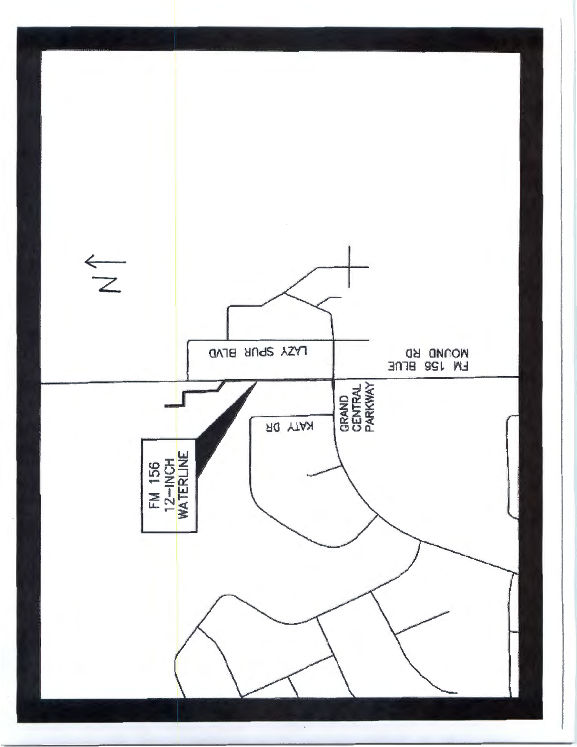N

LAZY SPUR BLVD

FM 156 BLUE MOUND RD

GRAND CENTRAL PARKWAY

KATY DR

FM 156 12-INCH WATERLINE